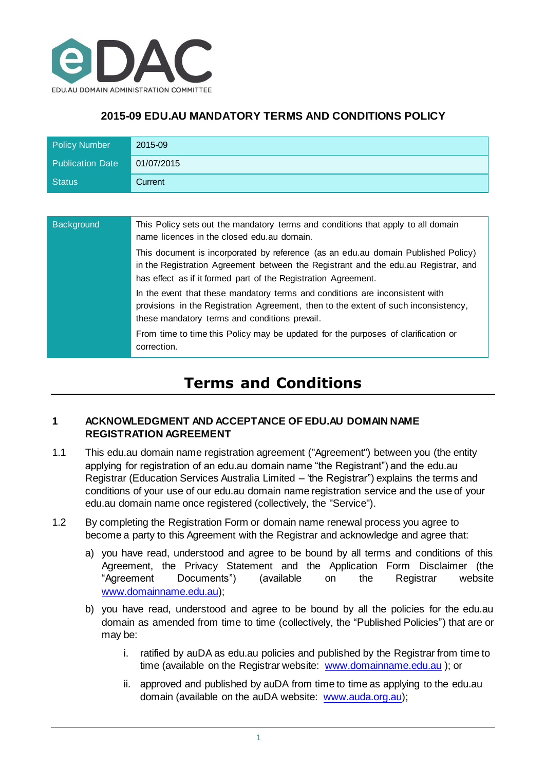eDAC

EDU.AU DOMAIN ADMINISTRATION COMMITTEE

## 2015-09 EDU.AU MANDATORY TERMS AND CONDITIONS POLICY

| | |
|---|---|
| Policy Number | 2015-09 |
| Publication Date | 01/07/2015 |
| Status | Current |

| | |
|---|---|
| Background | This Policy sets out the mandatory terms and conditions that apply to all domain name licences in the closed edu.au domain.<br><br>This document is incorporated by reference (as an edu.au domain Published Policy) in the Registration Agreement between the Registrant and the edu.au Registrar, and has effect as if it formed part of the Registration Agreement.<br><br>In the event that these mandatory terms and conditions are inconsistent with provisions in the Registration Agreement, then to the extent of such inconsistency, these mandatory terms and conditions prevail.<br><br>From time to time this Policy may be updated for the purposes of clarification or correction. |

# Terms and Conditions

### 1 ACKNOWLEDGMENT AND ACCEPTANCE OF EDU.AU DOMAIN NAME REGISTRATION AGREEMENT

1.1 This edu.au domain name registration agreement ("Agreement") between you (the entity applying for registration of an edu.au domain name "the Registrant") and the edu.au Registrar (Education Services Australia Limited – 'the Registrar") explains the terms and conditions of your use of our edu.au domain name registration service and the use of your edu.au domain name once registered (collectively, the "Service").

1.2 By completing the Registration Form or domain name renewal process you agree to become a party to this Agreement with the Registrar and acknowledge and agree that:

a) you have read, understood and agree to be bound by all terms and conditions of this Agreement, the Privacy Statement and the Application Form Disclaimer (the "Agreement Documents") (available on the Registrar website www.domainname.edu.au);

b) you have read, understood and agree to be bound by all the policies for the edu.au domain as amended from time to time (collectively, the "Published Policies") that are or may be:

i. ratified by auDA as edu.au policies and published by the Registrar from time to time (available on the Registrar website: www.domainname.edu.au ); or

ii. approved and published by auDA from time to time as applying to the edu.au domain (available on the auDA website: www.auda.org.au);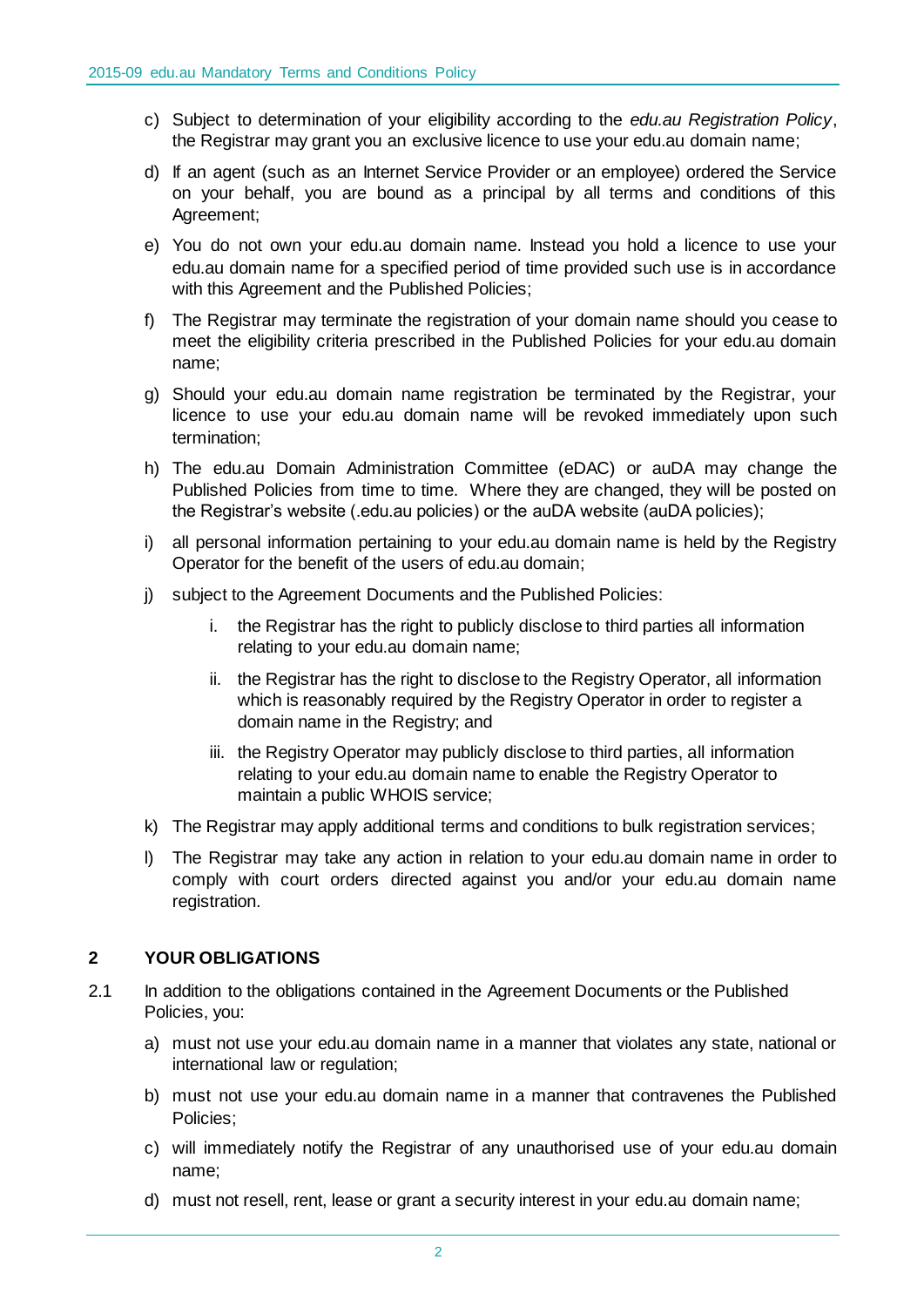c) Subject to determination of your eligibility according to the *edu.au Registration Policy*, the Registrar may grant you an exclusive licence to use your edu.au domain name;

d) If an agent (such as an Internet Service Provider or an employee) ordered the Service on your behalf, you are bound as a principal by all terms and conditions of this Agreement;

e) You do not own your edu.au domain name. Instead you hold a licence to use your edu.au domain name for a specified period of time provided such use is in accordance with this Agreement and the Published Policies;

f) The Registrar may terminate the registration of your domain name should you cease to meet the eligibility criteria prescribed in the Published Policies for your edu.au domain name;

g) Should your edu.au domain name registration be terminated by the Registrar, your licence to use your edu.au domain name will be revoked immediately upon such termination;

h) The edu.au Domain Administration Committee (eDAC) or auDA may change the Published Policies from time to time. Where they are changed, they will be posted on the Registrar's website (.edu.au policies) or the auDA website (auDA policies);

i) all personal information pertaining to your edu.au domain name is held by the Registry Operator for the benefit of the users of edu.au domain;

j) subject to the Agreement Documents and the Published Policies:

   i. the Registrar has the right to publicly disclose to third parties all information relating to your edu.au domain name;

   ii. the Registrar has the right to disclose to the Registry Operator, all information which is reasonably required by the Registry Operator in order to register a domain name in the Registry; and

   iii. the Registry Operator may publicly disclose to third parties, all information relating to your edu.au domain name to enable the Registry Operator to maintain a public WHOIS service;

k) The Registrar may apply additional terms and conditions to bulk registration services;

l) The Registrar may take any action in relation to your edu.au domain name in order to comply with court orders directed against you and/or your edu.au domain name registration.

## 2 YOUR OBLIGATIONS

2.1 In addition to the obligations contained in the Agreement Documents or the Published Policies, you:

a) must not use your edu.au domain name in a manner that violates any state, national or international law or regulation;

b) must not use your edu.au domain name in a manner that contravenes the Published Policies;

c) will immediately notify the Registrar of any unauthorised use of your edu.au domain name;

d) must not resell, rent, lease or grant a security interest in your edu.au domain name;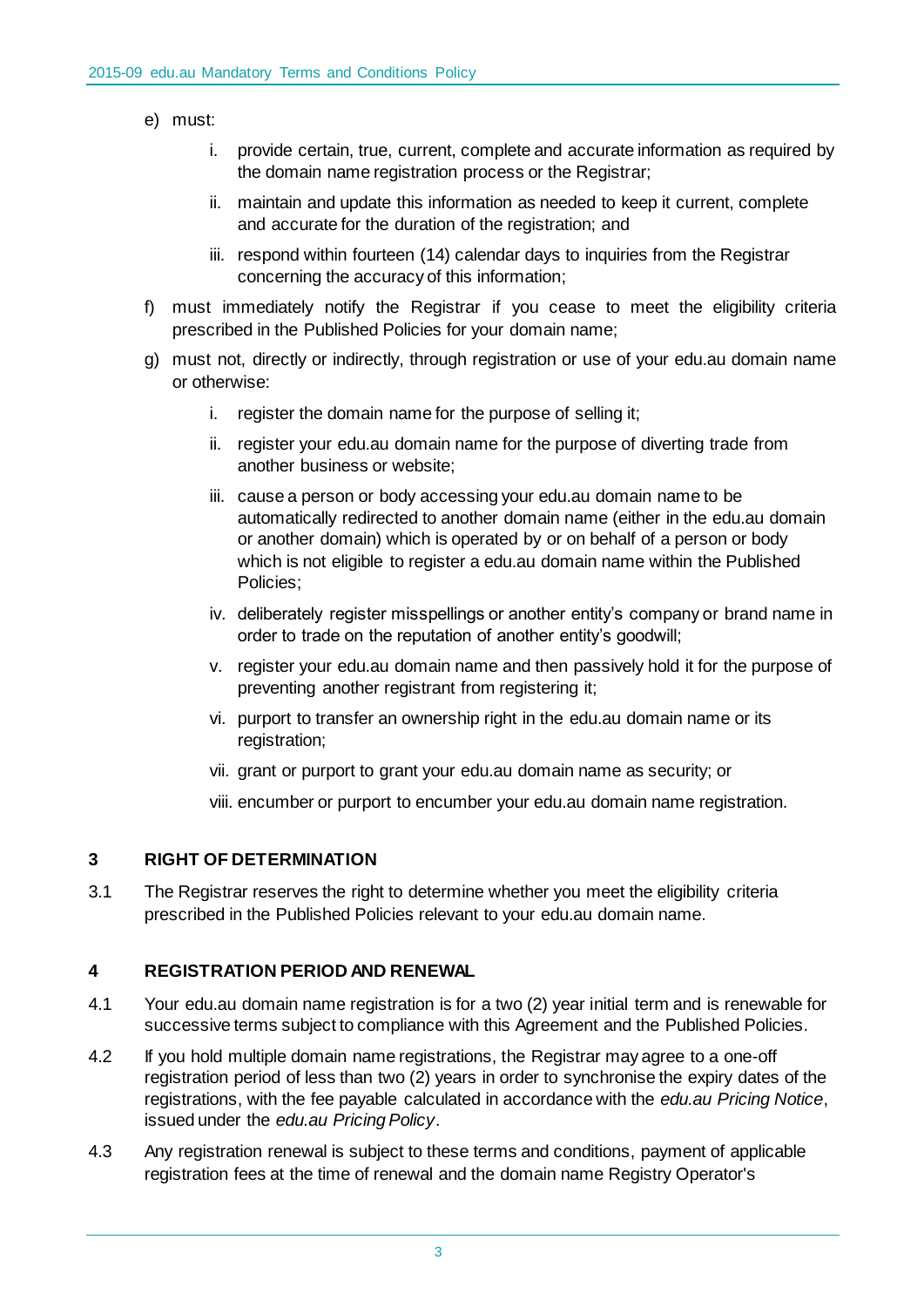e) must:

   i. provide certain, true, current, complete and accurate information as required by the domain name registration process or the Registrar;

   ii. maintain and update this information as needed to keep it current, complete and accurate for the duration of the registration; and

   iii. respond within fourteen (14) calendar days to inquiries from the Registrar concerning the accuracy of this information;

f) must immediately notify the Registrar if you cease to meet the eligibility criteria prescribed in the Published Policies for your domain name;

g) must not, directly or indirectly, through registration or use of your edu.au domain name or otherwise:

   i. register the domain name for the purpose of selling it;

   ii. register your edu.au domain name for the purpose of diverting trade from another business or website;

   iii. cause a person or body accessing your edu.au domain name to be automatically redirected to another domain name (either in the edu.au domain or another domain) which is operated by or on behalf of a person or body which is not eligible to register a edu.au domain name within the Published Policies;

   iv. deliberately register misspellings or another entity's company or brand name in order to trade on the reputation of another entity's goodwill;

   v. register your edu.au domain name and then passively hold it for the purpose of preventing another registrant from registering it;

   vi. purport to transfer an ownership right in the edu.au domain name or its registration;

   vii. grant or purport to grant your edu.au domain name as security; or

   viii. encumber or purport to encumber your edu.au domain name registration.

## 3 RIGHT OF DETERMINATION

3.1 The Registrar reserves the right to determine whether you meet the eligibility criteria prescribed in the Published Policies relevant to your edu.au domain name.

## 4 REGISTRATION PERIOD AND RENEWAL

4.1 Your edu.au domain name registration is for a two (2) year initial term and is renewable for successive terms subject to compliance with this Agreement and the Published Policies.

4.2 If you hold multiple domain name registrations, the Registrar may agree to a one-off registration period of less than two (2) years in order to synchronise the expiry dates of the registrations, with the fee payable calculated in accordance with the *edu.au Pricing Notice*, issued under the *edu.au Pricing Policy*.

4.3 Any registration renewal is subject to these terms and conditions, payment of applicable registration fees at the time of renewal and the domain name Registry Operator's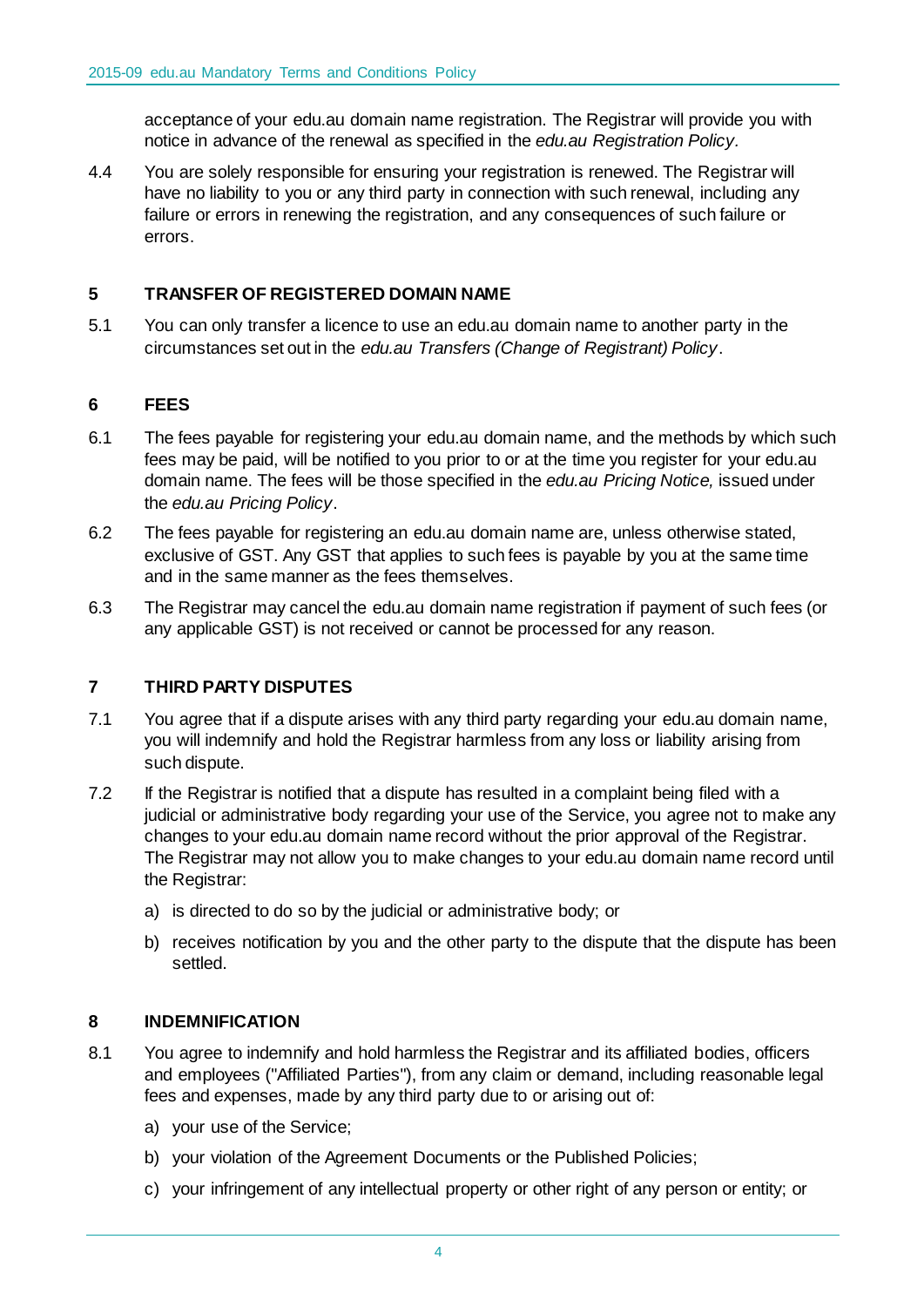acceptance of your edu.au domain name registration. The Registrar will provide you with notice in advance of the renewal as specified in the *edu.au Registration Policy*.

4.4 You are solely responsible for ensuring your registration is renewed. The Registrar will have no liability to you or any third party in connection with such renewal, including any failure or errors in renewing the registration, and any consequences of such failure or errors.

## 5 TRANSFER OF REGISTERED DOMAIN NAME

5.1 You can only transfer a licence to use an edu.au domain name to another party in the circumstances set out in the *edu.au Transfers (Change of Registrant) Policy*.

## 6 FEES

6.1 The fees payable for registering your edu.au domain name, and the methods by which such fees may be paid, will be notified to you prior to or at the time you register for your edu.au domain name. The fees will be those specified in the *edu.au Pricing Notice,* issued under the *edu.au Pricing Policy*.

6.2 The fees payable for registering an edu.au domain name are, unless otherwise stated, exclusive of GST. Any GST that applies to such fees is payable by you at the same time and in the same manner as the fees themselves.

6.3 The Registrar may cancel the edu.au domain name registration if payment of such fees (or any applicable GST) is not received or cannot be processed for any reason.

## 7 THIRD PARTY DISPUTES

7.1 You agree that if a dispute arises with any third party regarding your edu.au domain name, you will indemnify and hold the Registrar harmless from any loss or liability arising from such dispute.

7.2 If the Registrar is notified that a dispute has resulted in a complaint being filed with a judicial or administrative body regarding your use of the Service, you agree not to make any changes to your edu.au domain name record without the prior approval of the Registrar. The Registrar may not allow you to make changes to your edu.au domain name record until the Registrar:

a) is directed to do so by the judicial or administrative body; or

b) receives notification by you and the other party to the dispute that the dispute has been settled.

## 8 INDEMNIFICATION

8.1 You agree to indemnify and hold harmless the Registrar and its affiliated bodies, officers and employees ("Affiliated Parties"), from any claim or demand, including reasonable legal fees and expenses, made by any third party due to or arising out of:

a) your use of the Service;

b) your violation of the Agreement Documents or the Published Policies;

c) your infringement of any intellectual property or other right of any person or entity; or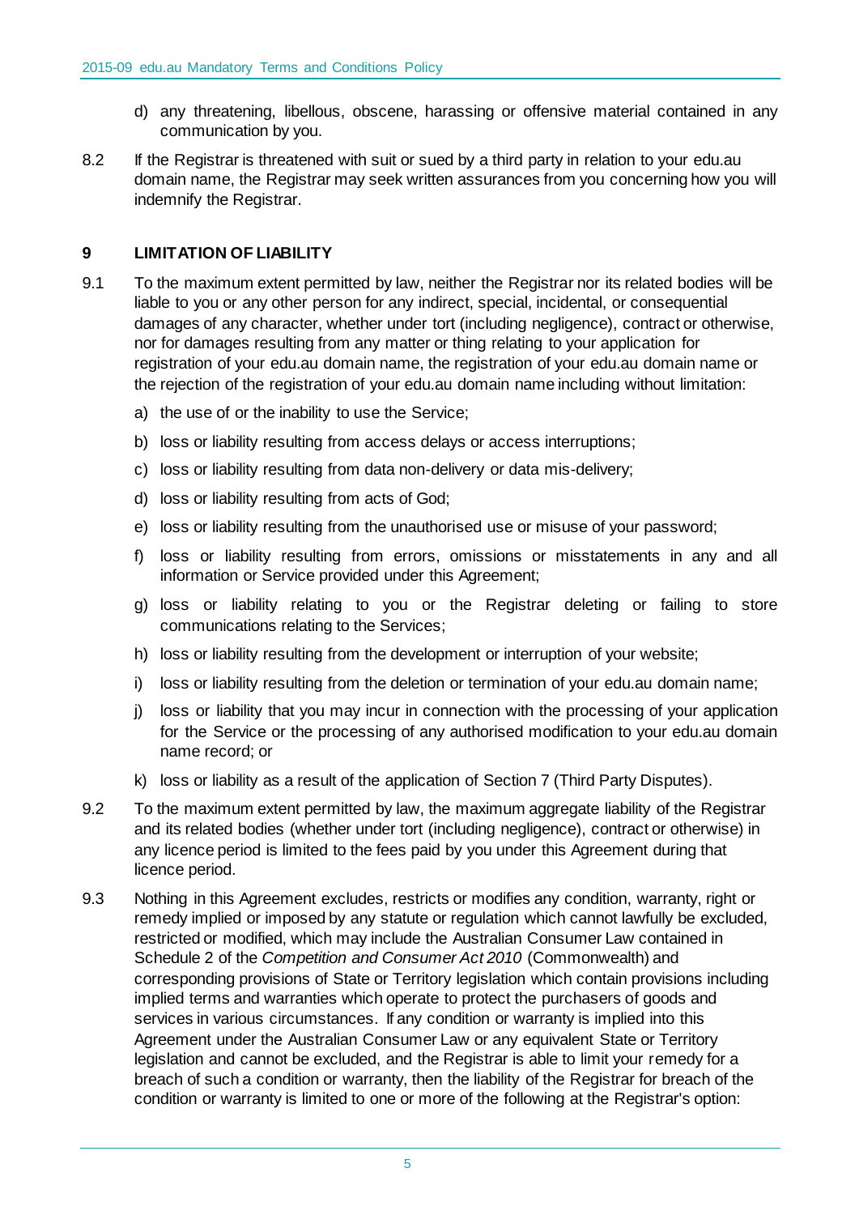d) any threatening, libellous, obscene, harassing or offensive material contained in any communication by you.

8.2 If the Registrar is threatened with suit or sued by a third party in relation to your edu.au domain name, the Registrar may seek written assurances from you concerning how you will indemnify the Registrar.

## 9 LIMITATION OF LIABILITY

9.1 To the maximum extent permitted by law, neither the Registrar nor its related bodies will be liable to you or any other person for any indirect, special, incidental, or consequential damages of any character, whether under tort (including negligence), contract or otherwise, nor for damages resulting from any matter or thing relating to your application for registration of your edu.au domain name, the registration of your edu.au domain name or the rejection of the registration of your edu.au domain name including without limitation:

a) the use of or the inability to use the Service;

b) loss or liability resulting from access delays or access interruptions;

c) loss or liability resulting from data non-delivery or data mis-delivery;

d) loss or liability resulting from acts of God;

e) loss or liability resulting from the unauthorised use or misuse of your password;

f) loss or liability resulting from errors, omissions or misstatements in any and all information or Service provided under this Agreement;

g) loss or liability relating to you or the Registrar deleting or failing to store communications relating to the Services;

h) loss or liability resulting from the development or interruption of your website;

i) loss or liability resulting from the deletion or termination of your edu.au domain name;

j) loss or liability that you may incur in connection with the processing of your application for the Service or the processing of any authorised modification to your edu.au domain name record; or

k) loss or liability as a result of the application of Section 7 (Third Party Disputes).

9.2 To the maximum extent permitted by law, the maximum aggregate liability of the Registrar and its related bodies (whether under tort (including negligence), contract or otherwise) in any licence period is limited to the fees paid by you under this Agreement during that licence period.

9.3 Nothing in this Agreement excludes, restricts or modifies any condition, warranty, right or remedy implied or imposed by any statute or regulation which cannot lawfully be excluded, restricted or modified, which may include the Australian Consumer Law contained in Schedule 2 of the *Competition and Consumer Act 2010* (Commonwealth) and corresponding provisions of State or Territory legislation which contain provisions including implied terms and warranties which operate to protect the purchasers of goods and services in various circumstances. If any condition or warranty is implied into this Agreement under the Australian Consumer Law or any equivalent State or Territory legislation and cannot be excluded, and the Registrar is able to limit your remedy for a breach of such a condition or warranty, then the liability of the Registrar for breach of the condition or warranty is limited to one or more of the following at the Registrar's option: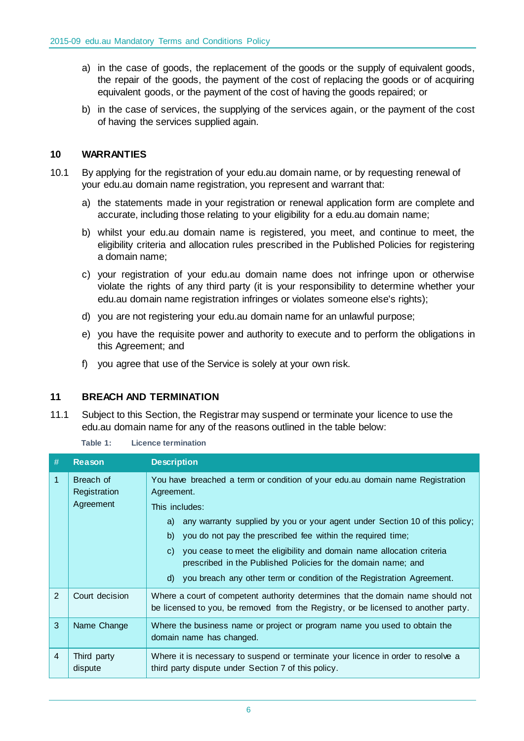a) in the case of goods, the replacement of the goods or the supply of equivalent goods, the repair of the goods, the payment of the cost of replacing the goods or of acquiring equivalent goods, or the payment of the cost of having the goods repaired; or

b) in the case of services, the supplying of the services again, or the payment of the cost of having the services supplied again.

## 10 WARRANTIES

10.1 By applying for the registration of your edu.au domain name, or by requesting renewal of your edu.au domain name registration, you represent and warrant that:

a) the statements made in your registration or renewal application form are complete and accurate, including those relating to your eligibility for a edu.au domain name;

b) whilst your edu.au domain name is registered, you meet, and continue to meet, the eligibility criteria and allocation rules prescribed in the Published Policies for registering a domain name;

c) your registration of your edu.au domain name does not infringe upon or otherwise violate the rights of any third party (it is your responsibility to determine whether your edu.au domain name registration infringes or violates someone else's rights);

d) you are not registering your edu.au domain name for an unlawful purpose;

e) you have the requisite power and authority to execute and to perform the obligations in this Agreement; and

f) you agree that use of the Service is solely at your own risk.

## 11 BREACH AND TERMINATION

11.1 Subject to this Section, the Registrar may suspend or terminate your licence to use the edu.au domain name for any of the reasons outlined in the table below:

**Table 1: Licence termination**

| # | Reason | Description |
|---|---|---|
| 1 | Breach of Registration Agreement | You have breached a term or condition of your edu.au domain name Registration Agreement.<br>This includes:<br>a) any warranty supplied by you or your agent under Section 10 of this policy;<br>b) you do not pay the prescribed fee within the required time;<br>c) you cease to meet the eligibility and domain name allocation criteria prescribed in the Published Policies for the domain name; and<br>d) you breach any other term or condition of the Registration Agreement. |
| 2 | Court decision | Where a court of competent authority determines that the domain name should not be licensed to you, be removed from the Registry, or be licensed to another party. |
| 3 | Name Change | Where the business name or project or program name you used to obtain the domain name has changed. |
| 4 | Third party dispute | Where it is necessary to suspend or terminate your licence in order to resolve a third party dispute under Section 7 of this policy. |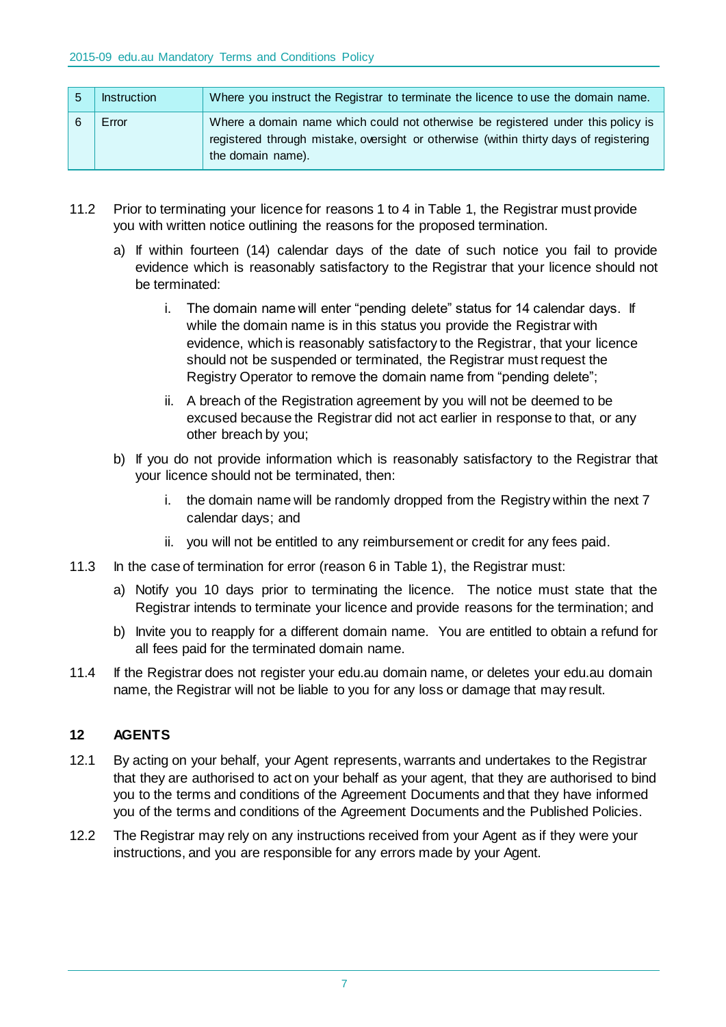| | | |
|---|---|---|
| 5 | Instruction | Where you instruct the Registrar to terminate the licence to use the domain name. |
| 6 | Error | Where a domain name which could not otherwise be registered under this policy is registered through mistake, oversight or otherwise (within thirty days of registering the domain name). |

11.2 Prior to terminating your licence for reasons 1 to 4 in Table 1, the Registrar must provide you with written notice outlining the reasons for the proposed termination.

a) If within fourteen (14) calendar days of the date of such notice you fail to provide evidence which is reasonably satisfactory to the Registrar that your licence should not be terminated:

   i. The domain name will enter "pending delete" status for 14 calendar days. If while the domain name is in this status you provide the Registrar with evidence, which is reasonably satisfactory to the Registrar, that your licence should not be suspended or terminated, the Registrar must request the Registry Operator to remove the domain name from "pending delete";

   ii. A breach of the Registration agreement by you will not be deemed to be excused because the Registrar did not act earlier in response to that, or any other breach by you;

b) If you do not provide information which is reasonably satisfactory to the Registrar that your licence should not be terminated, then:

   i. the domain name will be randomly dropped from the Registry within the next 7 calendar days; and

   ii. you will not be entitled to any reimbursement or credit for any fees paid.

11.3 In the case of termination for error (reason 6 in Table 1), the Registrar must:

a) Notify you 10 days prior to terminating the licence. The notice must state that the Registrar intends to terminate your licence and provide reasons for the termination; and

b) Invite you to reapply for a different domain name. You are entitled to obtain a refund for all fees paid for the terminated domain name.

11.4 If the Registrar does not register your edu.au domain name, or deletes your edu.au domain name, the Registrar will not be liable to you for any loss or damage that may result.

## 12 AGENTS

12.1 By acting on your behalf, your Agent represents, warrants and undertakes to the Registrar that they are authorised to act on your behalf as your agent, that they are authorised to bind you to the terms and conditions of the Agreement Documents and that they have informed you of the terms and conditions of the Agreement Documents and the Published Policies.

12.2 The Registrar may rely on any instructions received from your Agent as if they were your instructions, and you are responsible for any errors made by your Agent.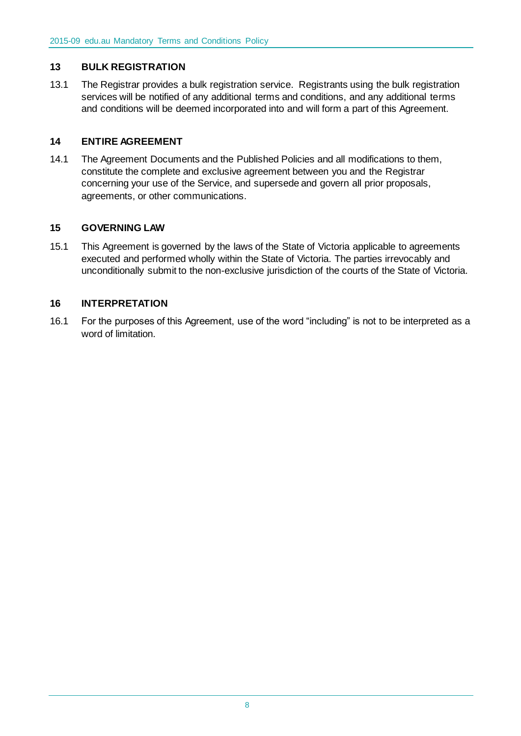## 13 BULK REGISTRATION

13.1 The Registrar provides a bulk registration service. Registrants using the bulk registration services will be notified of any additional terms and conditions, and any additional terms and conditions will be deemed incorporated into and will form a part of this Agreement.

## 14 ENTIRE AGREEMENT

14.1 The Agreement Documents and the Published Policies and all modifications to them, constitute the complete and exclusive agreement between you and the Registrar concerning your use of the Service, and supersede and govern all prior proposals, agreements, or other communications.

## 15 GOVERNING LAW

15.1 This Agreement is governed by the laws of the State of Victoria applicable to agreements executed and performed wholly within the State of Victoria. The parties irrevocably and unconditionally submit to the non-exclusive jurisdiction of the courts of the State of Victoria.

## 16 INTERPRETATION

16.1 For the purposes of this Agreement, use of the word "including" is not to be interpreted as a word of limitation.